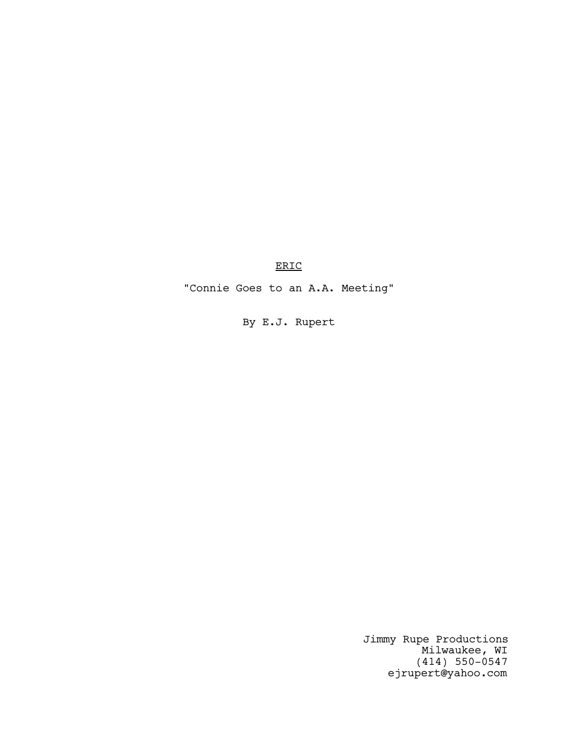<u>ERIC</u>

"Connie Goes to an A.A. Meeting"

By E.J. Rupert

Jimmy Rupe Productions
Milwaukee, WI
(414) 550-0547
ejrupert@yahoo.com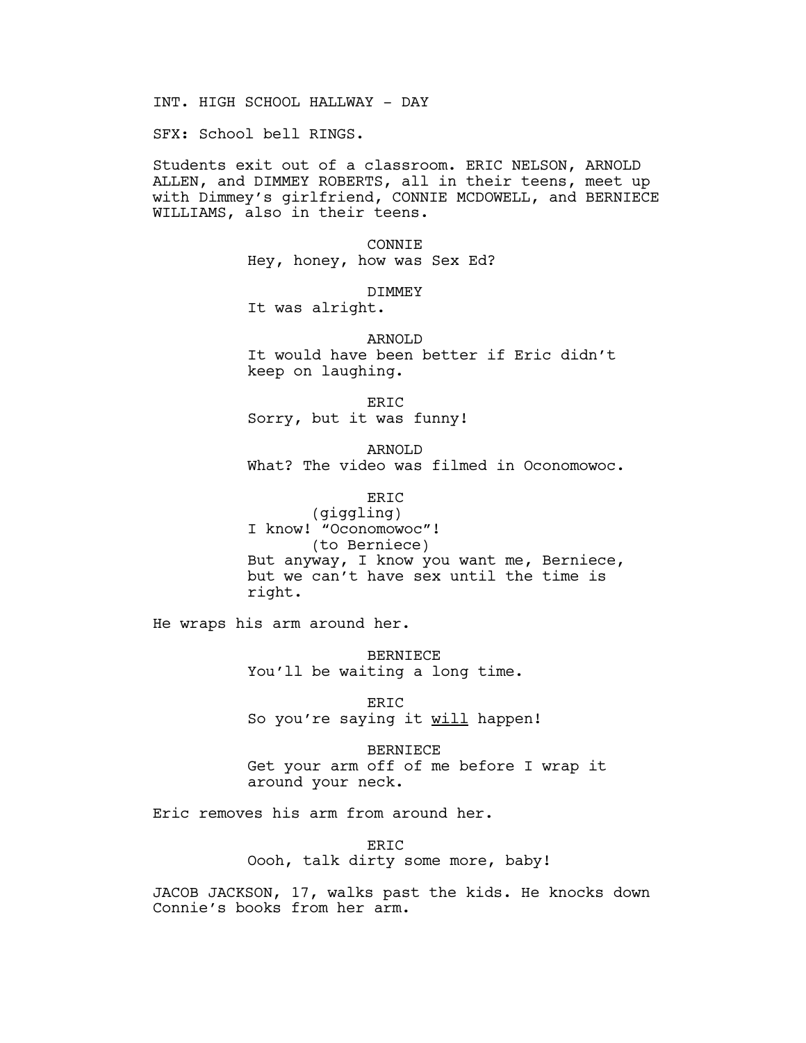INT. HIGH SCHOOL HALLWAY - DAY

SFX: School bell RINGS.

Students exit out of a classroom. ERIC NELSON, ARNOLD ALLEN, and DIMMEY ROBERTS, all in their teens, meet up with Dimmey's girlfriend, CONNIE MCDOWELL, and BERNIECE WILLIAMS, also in their teens.

CONNIE
Hey, honey, how was Sex Ed?

DIMMEY
It was alright.

ARNOLD
It would have been better if Eric didn't keep on laughing.

ERIC
Sorry, but it was funny!

ARNOLD
What? The video was filmed in Oconomowoc.

ERIC
(giggling)
I know! "Oconomowoc"!
(to Berniece)
But anyway, I know you want me, Berniece, but we can't have sex until the time is right.

He wraps his arm around her.

BERNIECE
You'll be waiting a long time.

ERIC
So you're saying it <u>will</u> happen!

BERNIECE
Get your arm off of me before I wrap it around your neck.

Eric removes his arm from around her.

ERIC
Oooh, talk dirty some more, baby!

JACOB JACKSON, 17, walks past the kids. He knocks down Connie's books from her arm.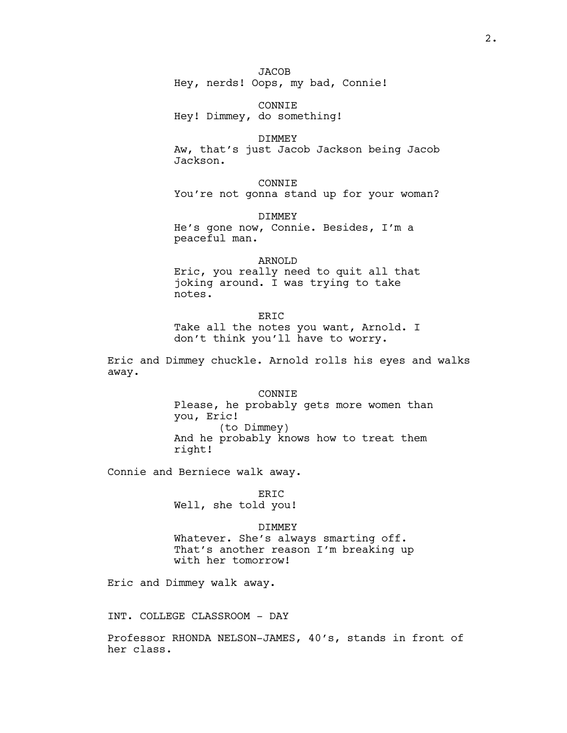JACOB
Hey, nerds! Oops, my bad, Connie!

CONNIE
Hey! Dimmey, do something!

DIMMEY
Aw, that's just Jacob Jackson being Jacob Jackson.

CONNIE
You're not gonna stand up for your woman?

DIMMEY
He's gone now, Connie. Besides, I'm a peaceful man.

ARNOLD
Eric, you really need to quit all that joking around. I was trying to take notes.

ERIC
Take all the notes you want, Arnold. I don't think you'll have to worry.

Eric and Dimmey chuckle. Arnold rolls his eyes and walks away.

CONNIE
Please, he probably gets more women than you, Eric!
(to Dimmey)
And he probably knows how to treat them right!

Connie and Berniece walk away.

ERIC
Well, she told you!

DIMMEY
Whatever. She's always smarting off. That's another reason I'm breaking up with her tomorrow!

Eric and Dimmey walk away.

INT. COLLEGE CLASSROOM - DAY

Professor RHONDA NELSON-JAMES, 40's, stands in front of her class.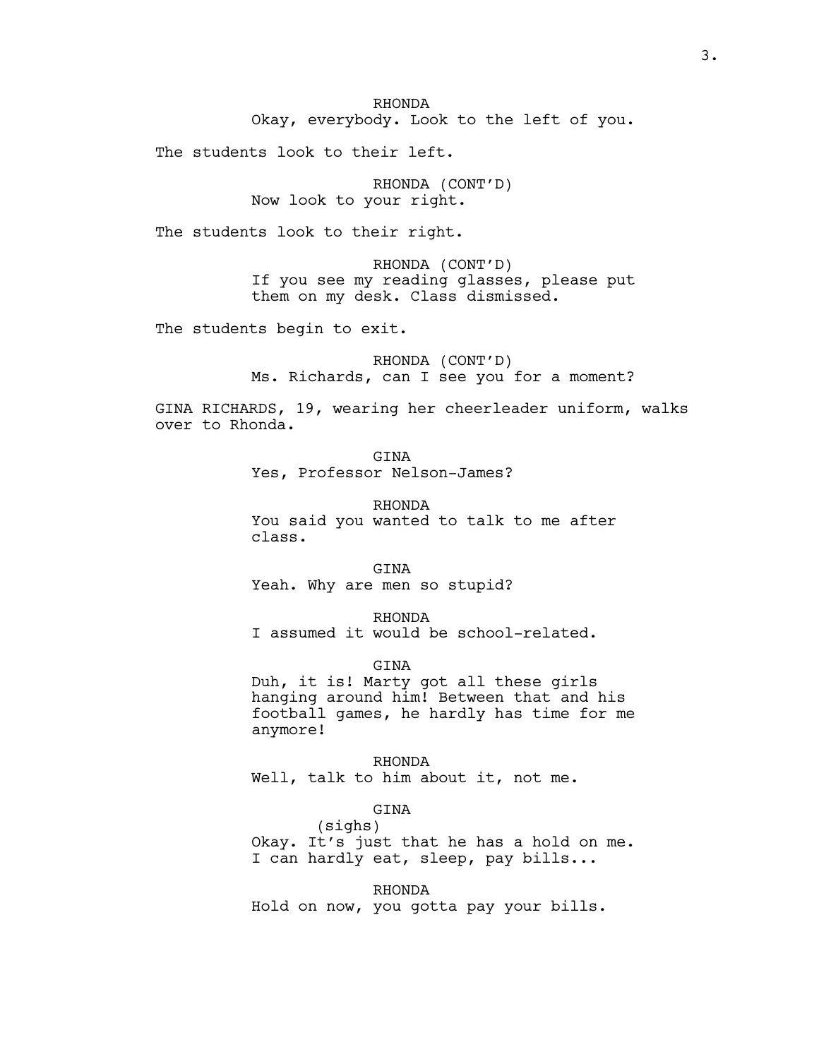RHONDA
Okay, everybody. Look to the left of you.

The students look to their left.

RHONDA (CONT'D)
Now look to your right.

The students look to their right.

RHONDA (CONT'D)
If you see my reading glasses, please put them on my desk. Class dismissed.

The students begin to exit.

RHONDA (CONT'D)
Ms. Richards, can I see you for a moment?

GINA RICHARDS, 19, wearing her cheerleader uniform, walks over to Rhonda.

GINA
Yes, Professor Nelson-James?

RHONDA
You said you wanted to talk to me after class.

GINA
Yeah. Why are men so stupid?

RHONDA
I assumed it would be school-related.

GINA
Duh, it is! Marty got all these girls hanging around him! Between that and his football games, he hardly has time for me anymore!

RHONDA
Well, talk to him about it, not me.

GINA
(sighs)
Okay. It's just that he has a hold on me. I can hardly eat, sleep, pay bills...

RHONDA
Hold on now, you gotta pay your bills.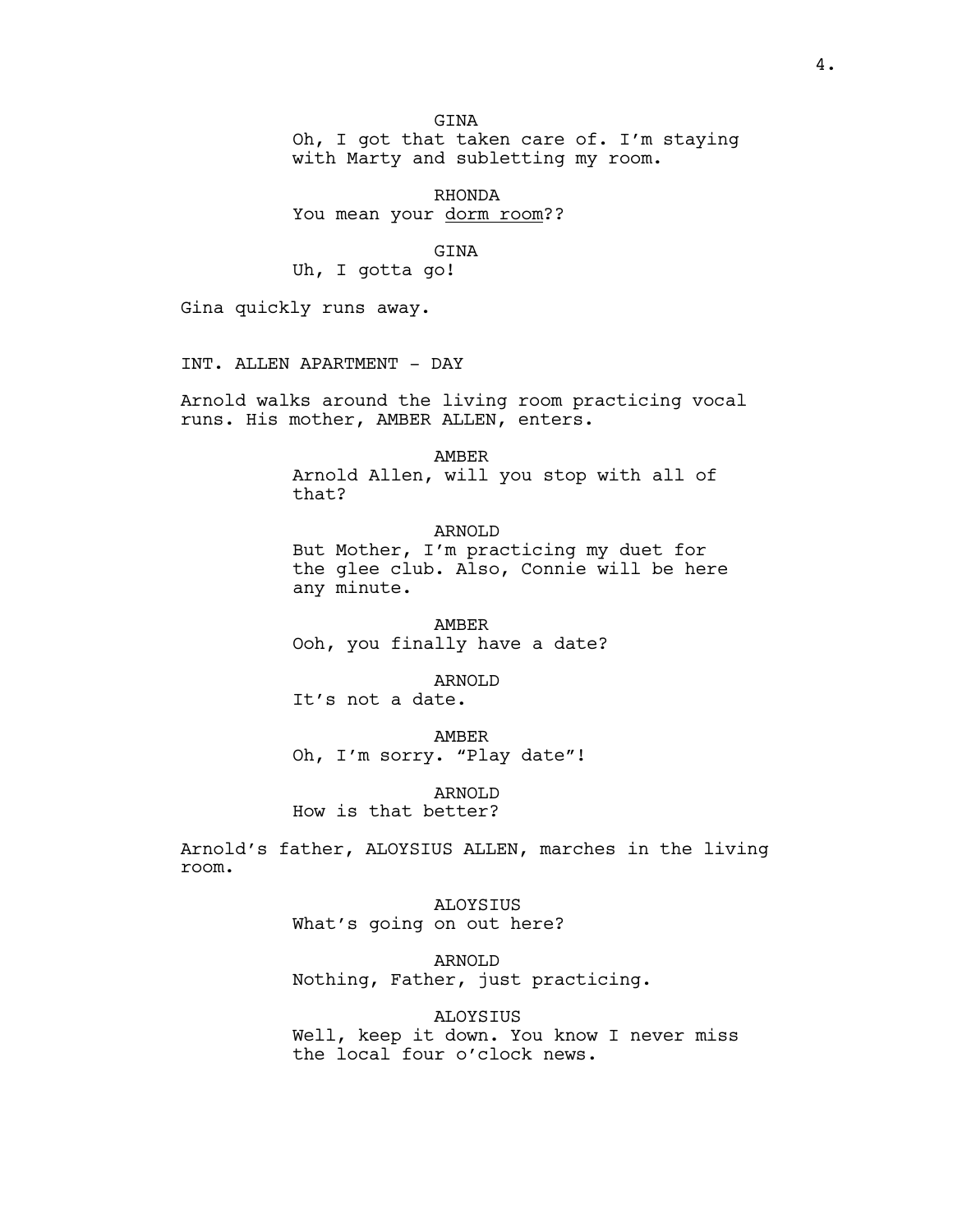GINA
Oh, I got that taken care of. I'm staying with Marty and subletting my room.

RHONDA
You mean your <u>dorm room</u>??

GINA
Uh, I gotta go!

Gina quickly runs away.

INT. ALLEN APARTMENT - DAY

Arnold walks around the living room practicing vocal runs. His mother, AMBER ALLEN, enters.

AMBER
Arnold Allen, will you stop with all of that?

ARNOLD
But Mother, I'm practicing my duet for the glee club. Also, Connie will be here any minute.

AMBER
Ooh, you finally have a date?

ARNOLD
It's not a date.

AMBER
Oh, I'm sorry. "Play date"!

ARNOLD
How is that better?

Arnold's father, ALOYSIUS ALLEN, marches in the living room.

ALOYSIUS
What's going on out here?

ARNOLD
Nothing, Father, just practicing.

ALOYSIUS
Well, keep it down. You know I never miss the local four o'clock news.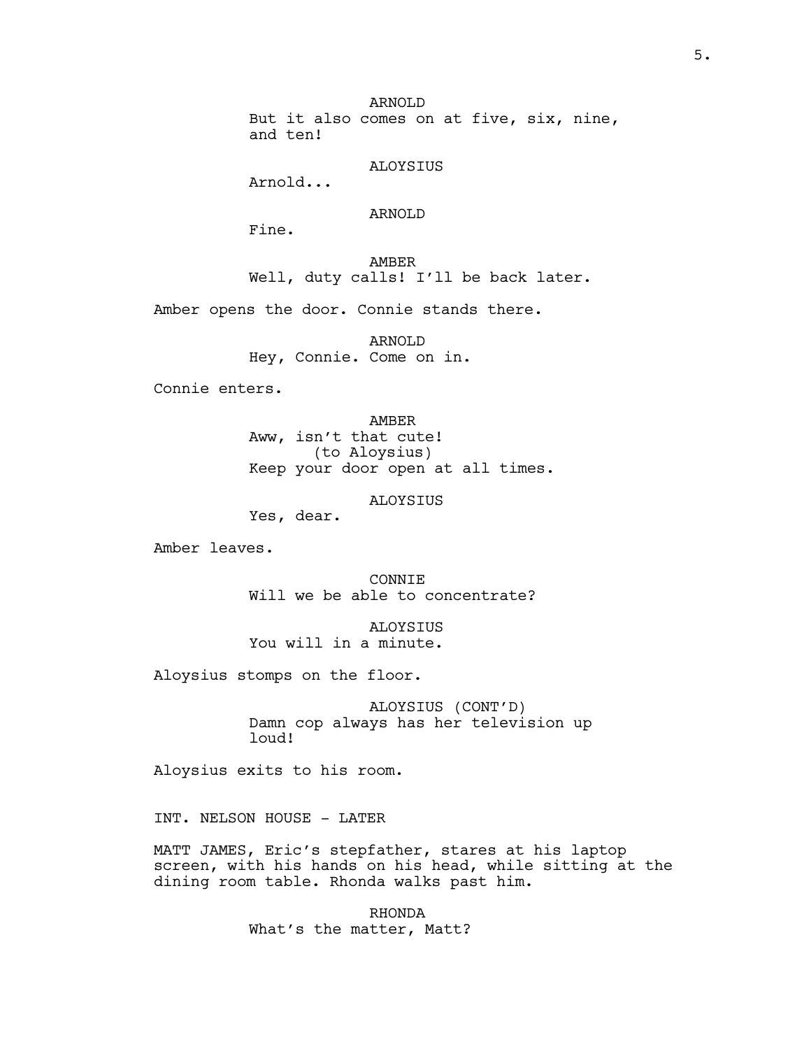ARNOLD
But it also comes on at five, six, nine, and ten!

ALOYSIUS
Arnold...

ARNOLD
Fine.

AMBER
Well, duty calls! I'll be back later.

Amber opens the door. Connie stands there.

ARNOLD
Hey, Connie. Come on in.

Connie enters.

AMBER
Aww, isn't that cute!
(to Aloysius)
Keep your door open at all times.

ALOYSIUS
Yes, dear.

Amber leaves.

CONNIE
Will we be able to concentrate?

ALOYSIUS
You will in a minute.

Aloysius stomps on the floor.

ALOYSIUS (CONT'D)
Damn cop always has her television up loud!

Aloysius exits to his room.

INT. NELSON HOUSE - LATER

MATT JAMES, Eric's stepfather, stares at his laptop screen, with his hands on his head, while sitting at the dining room table. Rhonda walks past him.

RHONDA
What's the matter, Matt?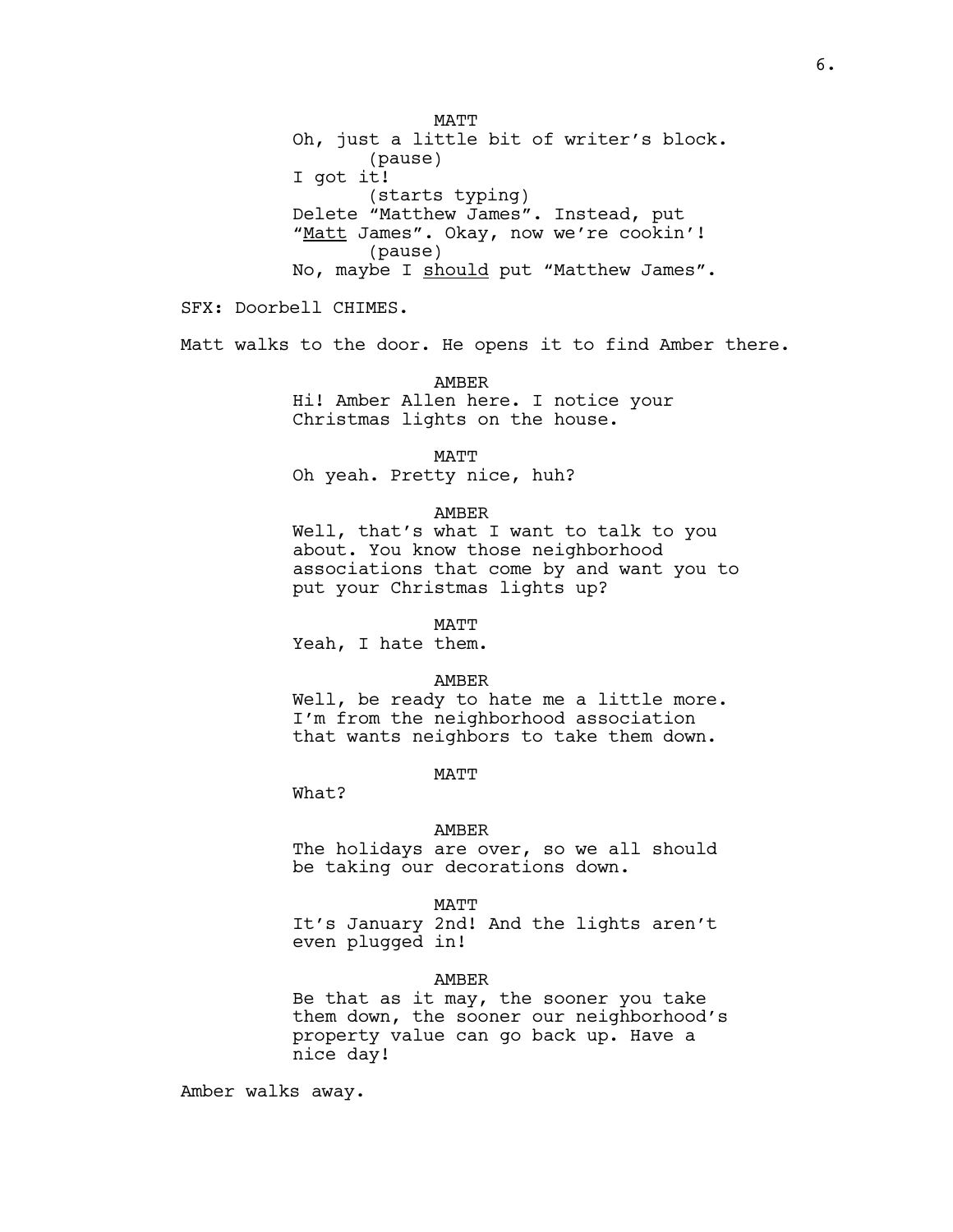MATT

Oh, just a little bit of writer's block.

(pause)

I got it!

(starts typing)

Delete "Matthew James". Instead, put "<u>Matt</u> James". Okay, now we're cookin'!

(pause)

No, maybe I <u>should</u> put "Matthew James".

SFX: Doorbell CHIMES.

Matt walks to the door. He opens it to find Amber there.

AMBER

Hi! Amber Allen here. I notice your Christmas lights on the house.

MATT

Oh yeah. Pretty nice, huh?

AMBER

Well, that's what I want to talk to you about. You know those neighborhood associations that come by and want you to put your Christmas lights up?

MATT

Yeah, I hate them.

AMBER

Well, be ready to hate me a little more. I'm from the neighborhood association that wants neighbors to take them down.

MATT

What?

AMBER

The holidays are over, so we all should be taking our decorations down.

MATT

It's January 2nd! And the lights aren't even plugged in!

AMBER

Be that as it may, the sooner you take them down, the sooner our neighborhood's property value can go back up. Have a nice day!

Amber walks away.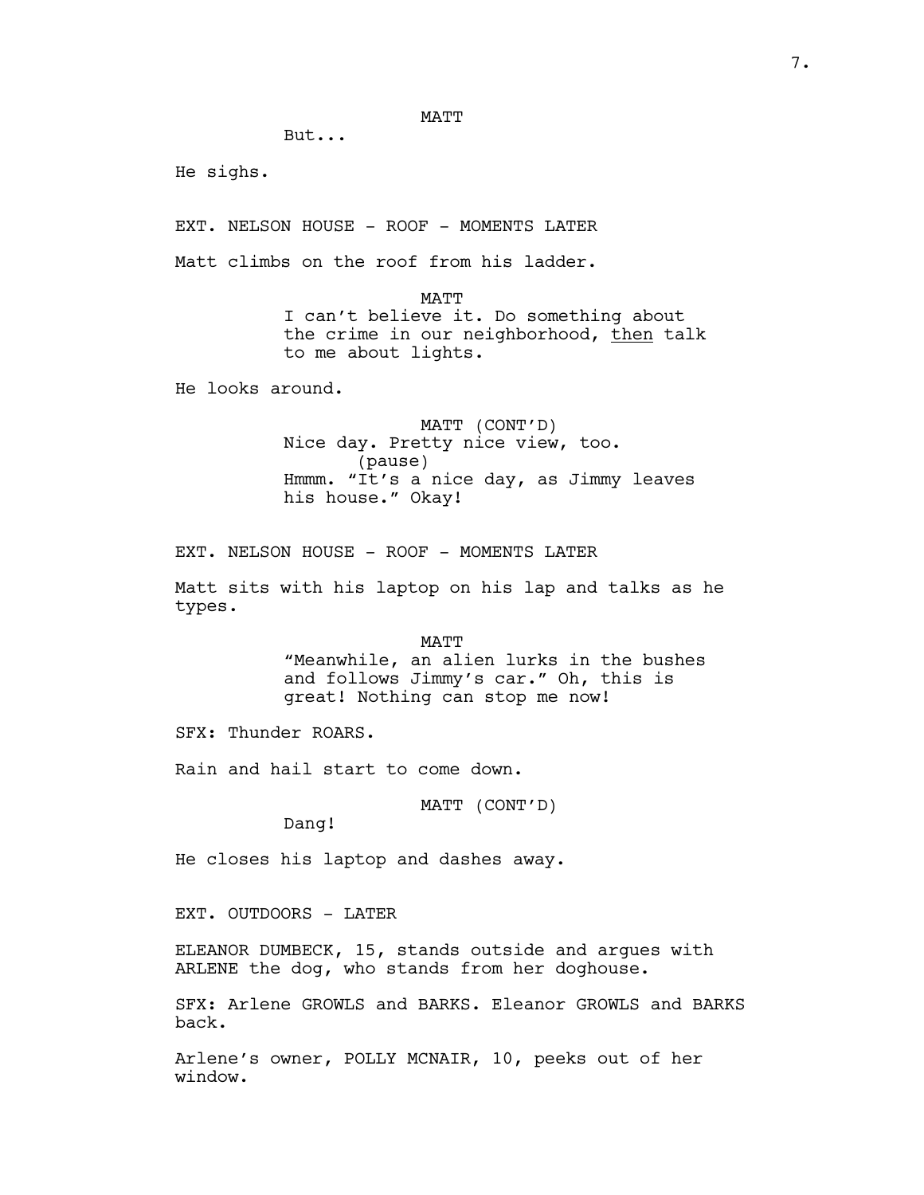MATT

But...

He sighs.

EXT. NELSON HOUSE - ROOF - MOMENTS LATER

Matt climbs on the roof from his ladder.

MATT

I can't believe it. Do something about the crime in our neighborhood, _then_ talk to me about lights.

He looks around.

MATT (CONT'D)

Nice day. Pretty nice view, too.

(pause)

Hmmm. "It's a nice day, as Jimmy leaves his house." Okay!

EXT. NELSON HOUSE - ROOF - MOMENTS LATER

Matt sits with his laptop on his lap and talks as he types.

MATT

"Meanwhile, an alien lurks in the bushes and follows Jimmy's car." Oh, this is great! Nothing can stop me now!

SFX: Thunder ROARS.

Rain and hail start to come down.

MATT (CONT'D)

Dang!

He closes his laptop and dashes away.

EXT. OUTDOORS - LATER

ELEANOR DUMBECK, 15, stands outside and argues with ARLENE the dog, who stands from her doghouse.

SFX: Arlene GROWLS and BARKS. Eleanor GROWLS and BARKS back.

Arlene's owner, POLLY MCNAIR, 10, peeks out of her window.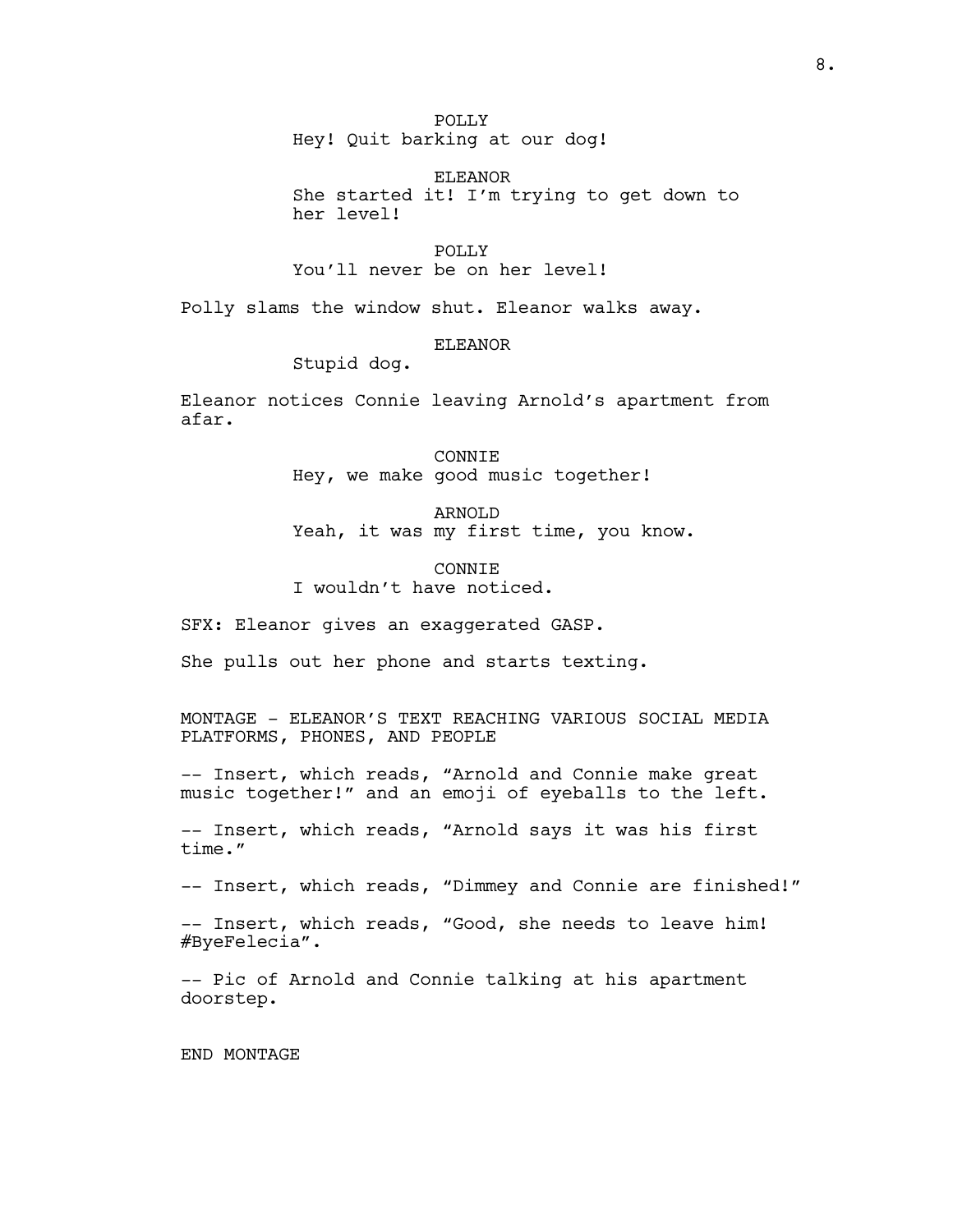POLLY
Hey! Quit barking at our dog!

ELEANOR
She started it! I'm trying to get down to her level!

POLLY
You'll never be on her level!

Polly slams the window shut. Eleanor walks away.

ELEANOR
Stupid dog.

Eleanor notices Connie leaving Arnold's apartment from afar.

CONNIE
Hey, we make good music together!

ARNOLD
Yeah, it was my first time, you know.

CONNIE
I wouldn't have noticed.

SFX: Eleanor gives an exaggerated GASP.

She pulls out her phone and starts texting.

MONTAGE - ELEANOR'S TEXT REACHING VARIOUS SOCIAL MEDIA PLATFORMS, PHONES, AND PEOPLE

-- Insert, which reads, "Arnold and Connie make great music together!" and an emoji of eyeballs to the left.

-- Insert, which reads, "Arnold says it was his first time."

-- Insert, which reads, "Dimmey and Connie are finished!"

-- Insert, which reads, "Good, she needs to leave him! #ByeFelecia".

-- Pic of Arnold and Connie talking at his apartment doorstep.

END MONTAGE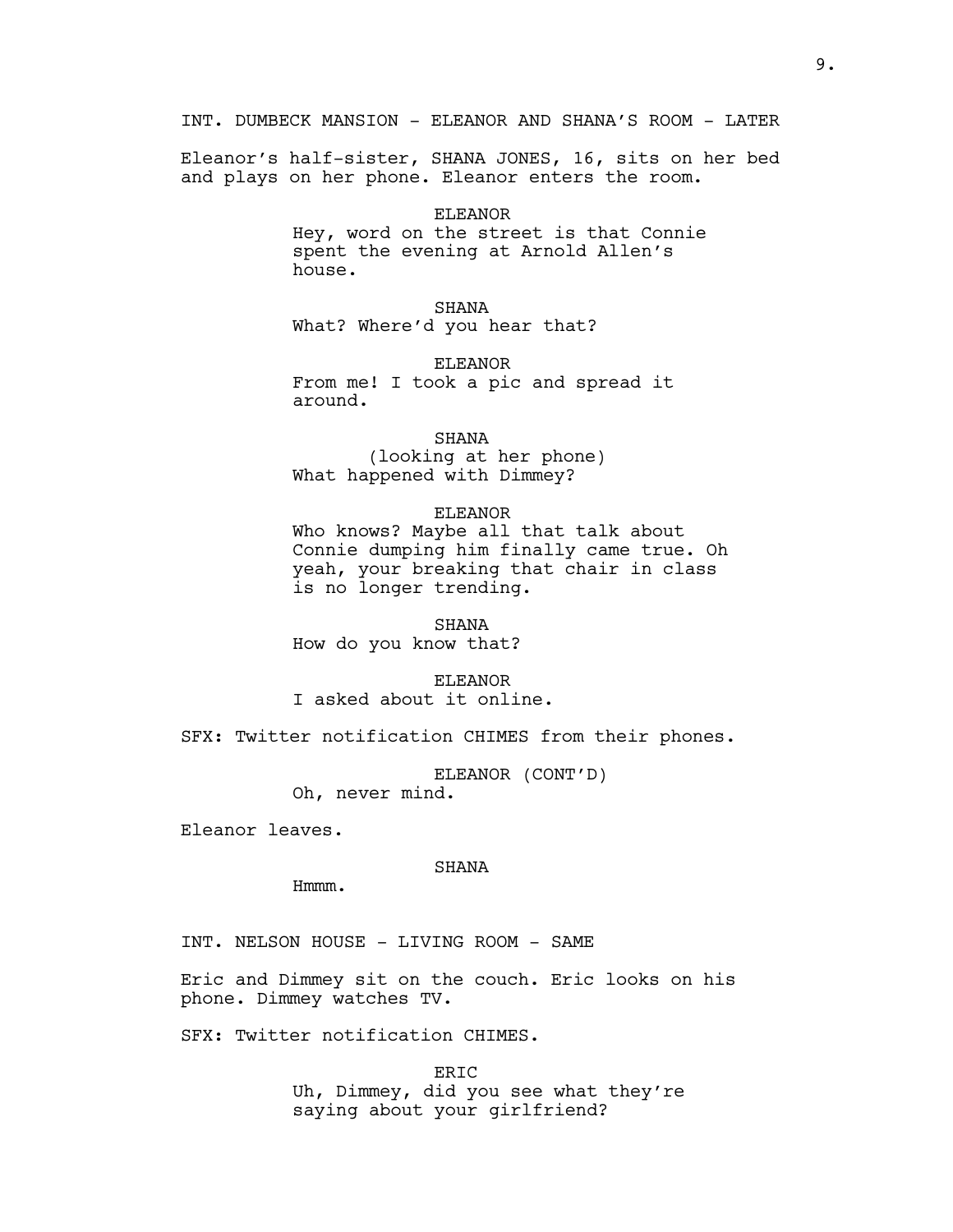INT. DUMBECK MANSION - ELEANOR AND SHANA'S ROOM - LATER

Eleanor's half-sister, SHANA JONES, 16, sits on her bed and plays on her phone. Eleanor enters the room.

ELEANOR
Hey, word on the street is that Connie spent the evening at Arnold Allen's house.

SHANA
What? Where'd you hear that?

ELEANOR
From me! I took a pic and spread it around.

SHANA
(looking at her phone)
What happened with Dimmey?

ELEANOR
Who knows? Maybe all that talk about Connie dumping him finally came true. Oh yeah, your breaking that chair in class is no longer trending.

SHANA
How do you know that?

ELEANOR
I asked about it online.

SFX: Twitter notification CHIMES from their phones.

ELEANOR (CONT'D)
Oh, never mind.

Eleanor leaves.

SHANA
Hmmm.

INT. NELSON HOUSE - LIVING ROOM - SAME

Eric and Dimmey sit on the couch. Eric looks on his phone. Dimmey watches TV.

SFX: Twitter notification CHIMES.

ERIC
Uh, Dimmey, did you see what they're saying about your girlfriend?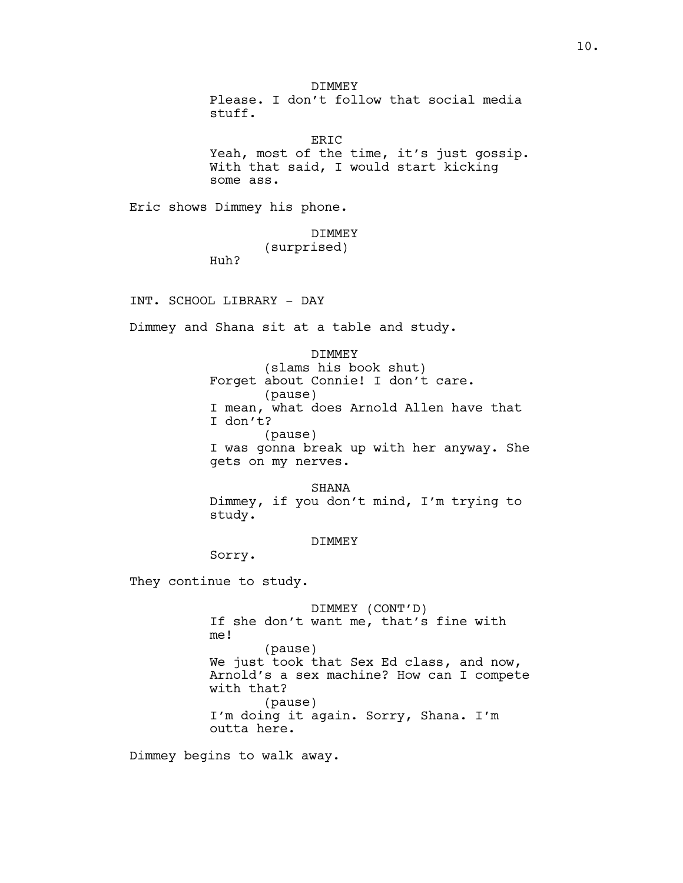DIMMEY
Please. I don't follow that social media stuff.

ERIC
Yeah, most of the time, it's just gossip. With that said, I would start kicking some ass.

Eric shows Dimmey his phone.

DIMMEY
(surprised)
Huh?

INT. SCHOOL LIBRARY - DAY

Dimmey and Shana sit at a table and study.

DIMMEY
(slams his book shut)
Forget about Connie! I don't care.
(pause)
I mean, what does Arnold Allen have that I don't?
(pause)
I was gonna break up with her anyway. She gets on my nerves.

SHANA
Dimmey, if you don't mind, I'm trying to study.

DIMMEY
Sorry.

They continue to study.

DIMMEY (CONT'D)
If she don't want me, that's fine with me!
(pause)
We just took that Sex Ed class, and now, Arnold's a sex machine? How can I compete with that?
(pause)
I'm doing it again. Sorry, Shana. I'm outta here.

Dimmey begins to walk away.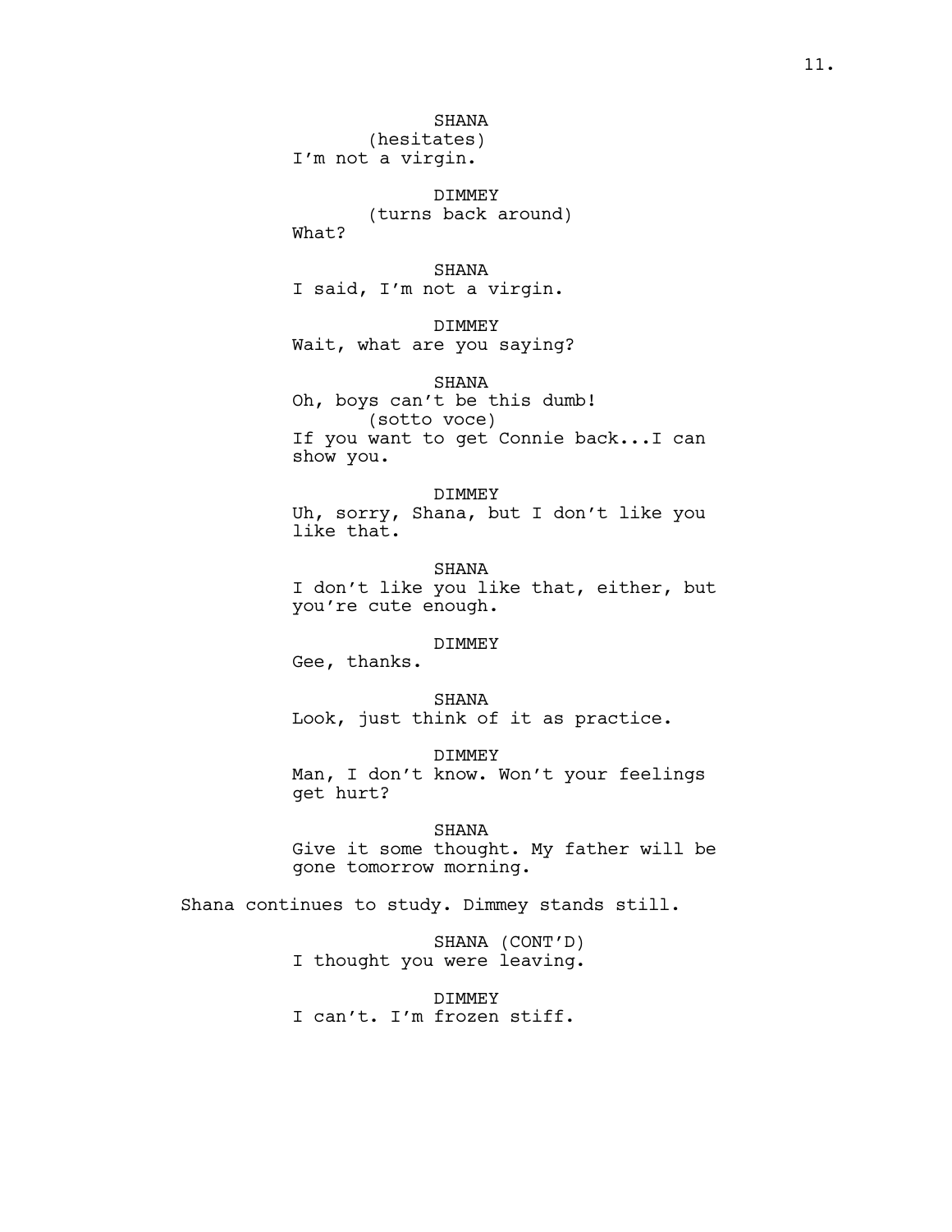SHANA
(hesitates)
I'm not a virgin.

DIMMEY
(turns back around)
What?

SHANA
I said, I'm not a virgin.

DIMMEY
Wait, what are you saying?

SHANA
Oh, boys can't be this dumb!
(sotto voce)
If you want to get Connie back...I can show you.

DIMMEY
Uh, sorry, Shana, but I don't like you like that.

SHANA
I don't like you like that, either, but you're cute enough.

DIMMEY
Gee, thanks.

SHANA
Look, just think of it as practice.

DIMMEY
Man, I don't know. Won't your feelings get hurt?

SHANA
Give it some thought. My father will be gone tomorrow morning.

Shana continues to study. Dimmey stands still.

SHANA (CONT'D)
I thought you were leaving.

DIMMEY
I can't. I'm frozen stiff.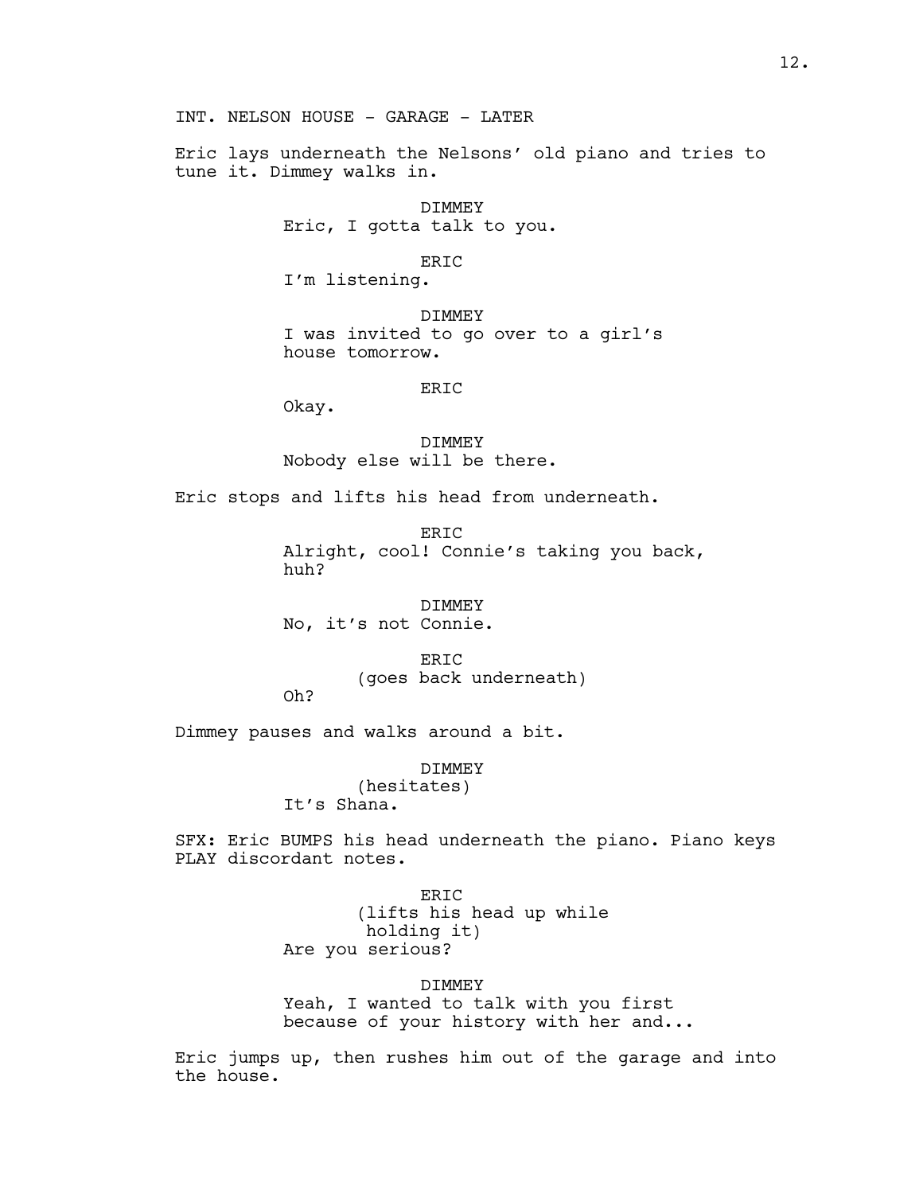INT. NELSON HOUSE - GARAGE - LATER

Eric lays underneath the Nelsons' old piano and tries to tune it. Dimmey walks in.

DIMMEY
Eric, I gotta talk to you.

ERIC
I'm listening.

DIMMEY
I was invited to go over to a girl's house tomorrow.

ERIC
Okay.

DIMMEY
Nobody else will be there.

Eric stops and lifts his head from underneath.

ERIC
Alright, cool! Connie's taking you back, huh?

DIMMEY
No, it's not Connie.

ERIC
(goes back underneath)
Oh?

Dimmey pauses and walks around a bit.

DIMMEY
(hesitates)
It's Shana.

SFX: Eric BUMPS his head underneath the piano. Piano keys PLAY discordant notes.

ERIC
(lifts his head up while holding it)
Are you serious?

DIMMEY
Yeah, I wanted to talk with you first because of your history with her and...

Eric jumps up, then rushes him out of the garage and into the house.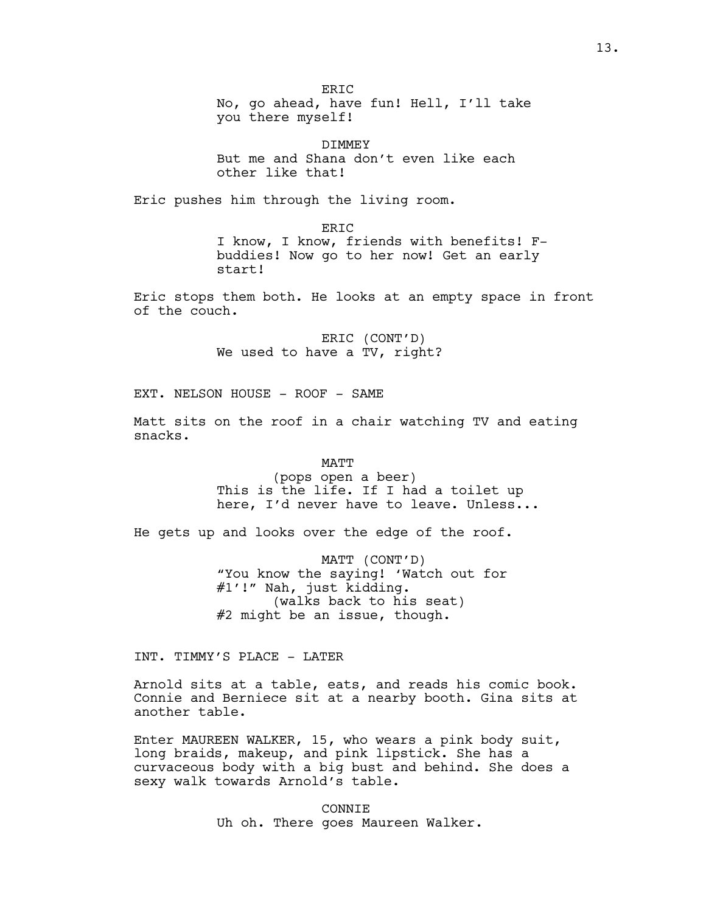ERIC
No, go ahead, have fun! Hell, I'll take you there myself!

DIMMEY
But me and Shana don't even like each other like that!

Eric pushes him through the living room.

ERIC
I know, I know, friends with benefits! F-buddies! Now go to her now! Get an early start!

Eric stops them both. He looks at an empty space in front of the couch.

ERIC (CONT'D)
We used to have a TV, right?

EXT. NELSON HOUSE - ROOF - SAME

Matt sits on the roof in a chair watching TV and eating snacks.

MATT
(pops open a beer)
This is the life. If I had a toilet up here, I'd never have to leave. Unless...

He gets up and looks over the edge of the roof.

MATT (CONT'D)
"You know the saying! 'Watch out for #1'!" Nah, just kidding.
(walks back to his seat)
#2 might be an issue, though.

INT. TIMMY'S PLACE - LATER

Arnold sits at a table, eats, and reads his comic book. Connie and Berniece sit at a nearby booth. Gina sits at another table.

Enter MAUREEN WALKER, 15, who wears a pink body suit, long braids, makeup, and pink lipstick. She has a curvaceous body with a big bust and behind. She does a sexy walk towards Arnold's table.

CONNIE
Uh oh. There goes Maureen Walker.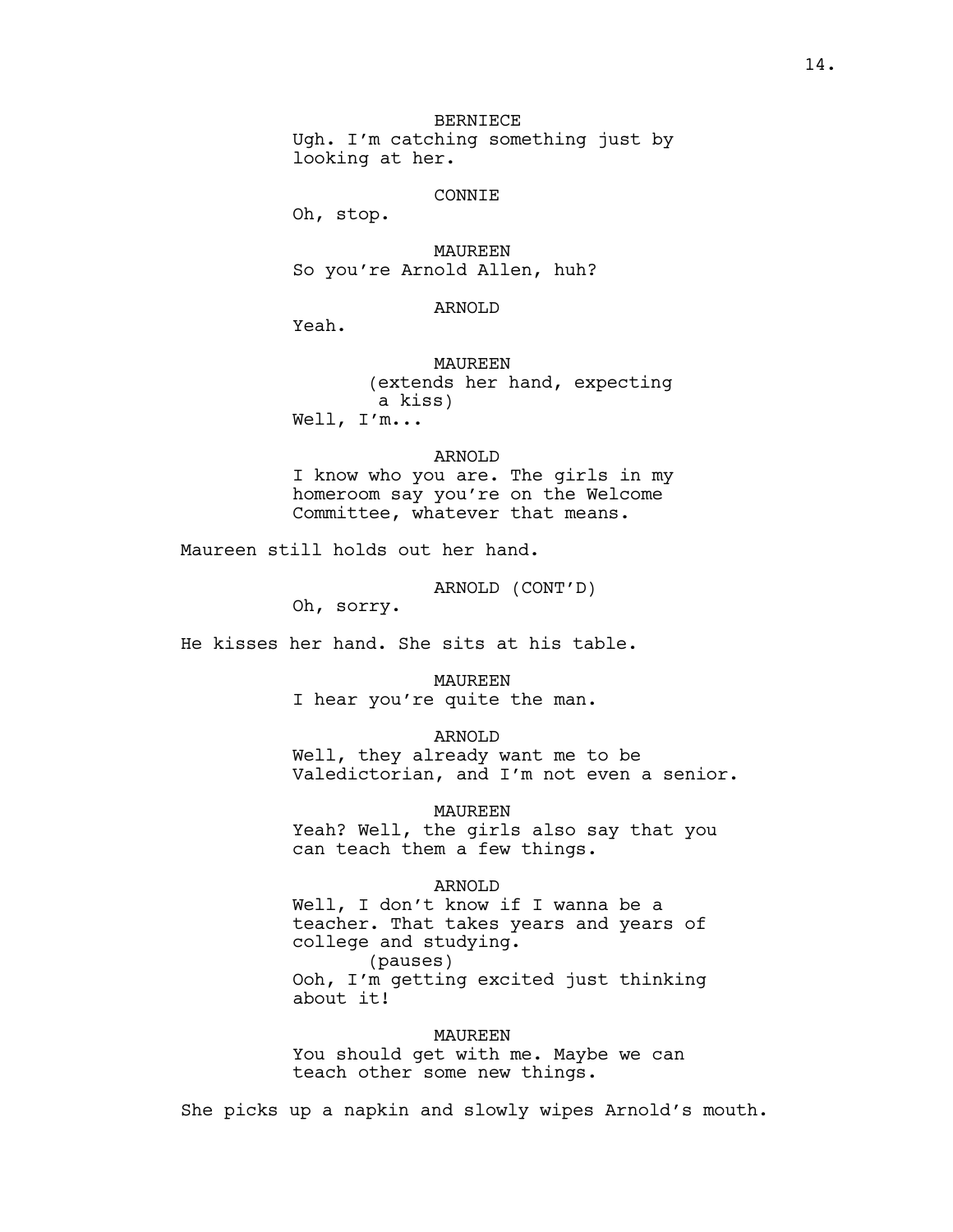BERNIECE
Ugh. I'm catching something just by looking at her.

CONNIE
Oh, stop.

MAUREEN
So you're Arnold Allen, huh?

ARNOLD
Yeah.

MAUREEN
(extends her hand, expecting a kiss)
Well, I'm...

ARNOLD
I know who you are. The girls in my homeroom say you're on the Welcome Committee, whatever that means.

Maureen still holds out her hand.

ARNOLD (CONT'D)
Oh, sorry.

He kisses her hand. She sits at his table.

MAUREEN
I hear you're quite the man.

ARNOLD
Well, they already want me to be Valedictorian, and I'm not even a senior.

MAUREEN
Yeah? Well, the girls also say that you can teach them a few things.

ARNOLD
Well, I don't know if I wanna be a teacher. That takes years and years of college and studying.
(pauses)
Ooh, I'm getting excited just thinking about it!

MAUREEN
You should get with me. Maybe we can teach other some new things.

She picks up a napkin and slowly wipes Arnold's mouth.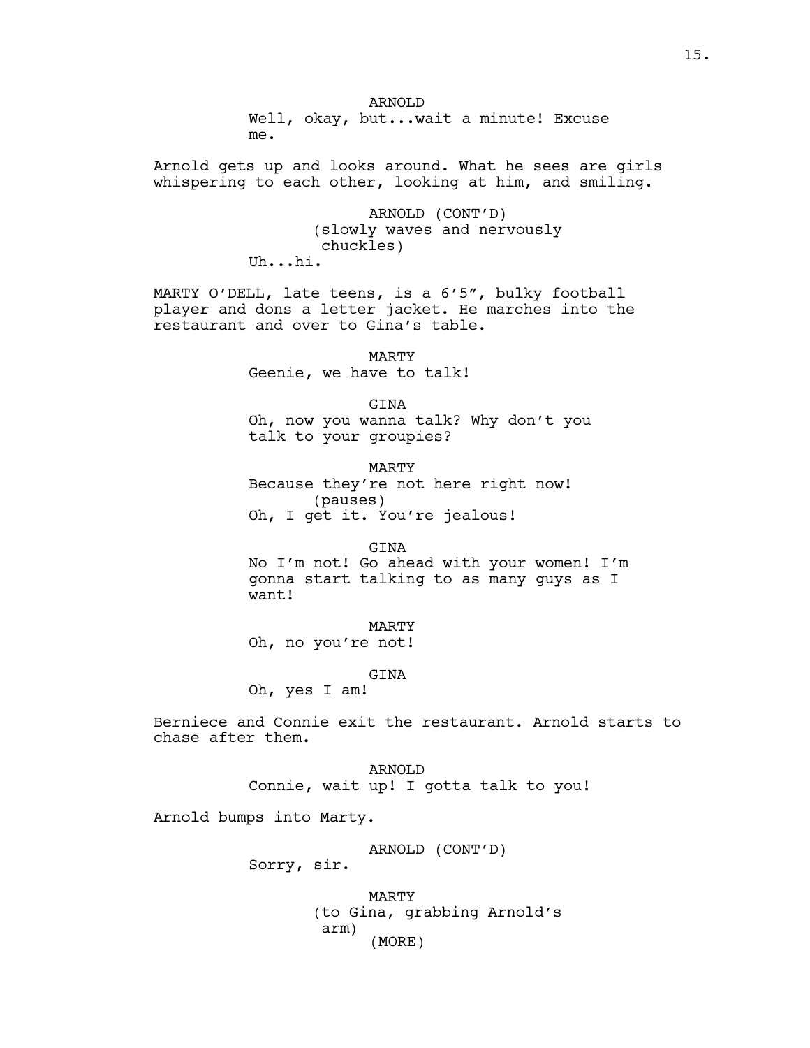ARNOLD
Well, okay, but...wait a minute! Excuse me.

Arnold gets up and looks around. What he sees are girls whispering to each other, looking at him, and smiling.

ARNOLD (CONT'D)
(slowly waves and nervously chuckles)
Uh...hi.

MARTY O'DELL, late teens, is a 6'5", bulky football player and dons a letter jacket. He marches into the restaurant and over to Gina's table.

MARTY
Geenie, we have to talk!

GINA
Oh, now you wanna talk? Why don't you talk to your groupies?

MARTY
Because they're not here right now!
(pauses)
Oh, I get it. You're jealous!

GINA
No I'm not! Go ahead with your women! I'm gonna start talking to as many guys as I want!

MARTY
Oh, no you're not!

GINA
Oh, yes I am!

Berniece and Connie exit the restaurant. Arnold starts to chase after them.

ARNOLD
Connie, wait up! I gotta talk to you!

Arnold bumps into Marty.

ARNOLD (CONT'D)
Sorry, sir.

MARTY
(to Gina, grabbing Arnold's arm)
(MORE)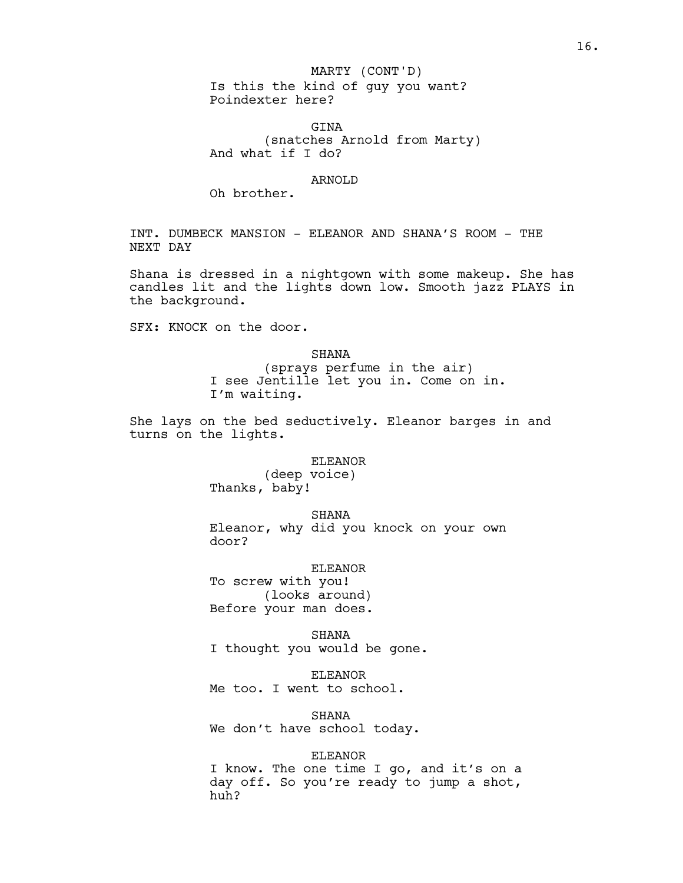MARTY (CONT'D)
Is this the kind of guy you want?
Poindexter here?

GINA
(snatches Arnold from Marty)
And what if I do?

ARNOLD
Oh brother.

INT. DUMBECK MANSION - ELEANOR AND SHANA'S ROOM - THE NEXT DAY

Shana is dressed in a nightgown with some makeup. She has candles lit and the lights down low. Smooth jazz PLAYS in the background.

SFX: KNOCK on the door.

SHANA
(sprays perfume in the air)
I see Jentille let you in. Come on in.
I'm waiting.

She lays on the bed seductively. Eleanor barges in and turns on the lights.

ELEANOR
(deep voice)
Thanks, baby!

SHANA
Eleanor, why did you knock on your own door?

ELEANOR
To screw with you!
(looks around)
Before your man does.

SHANA
I thought you would be gone.

ELEANOR
Me too. I went to school.

SHANA
We don't have school today.

ELEANOR
I know. The one time I go, and it's on a day off. So you're ready to jump a shot, huh?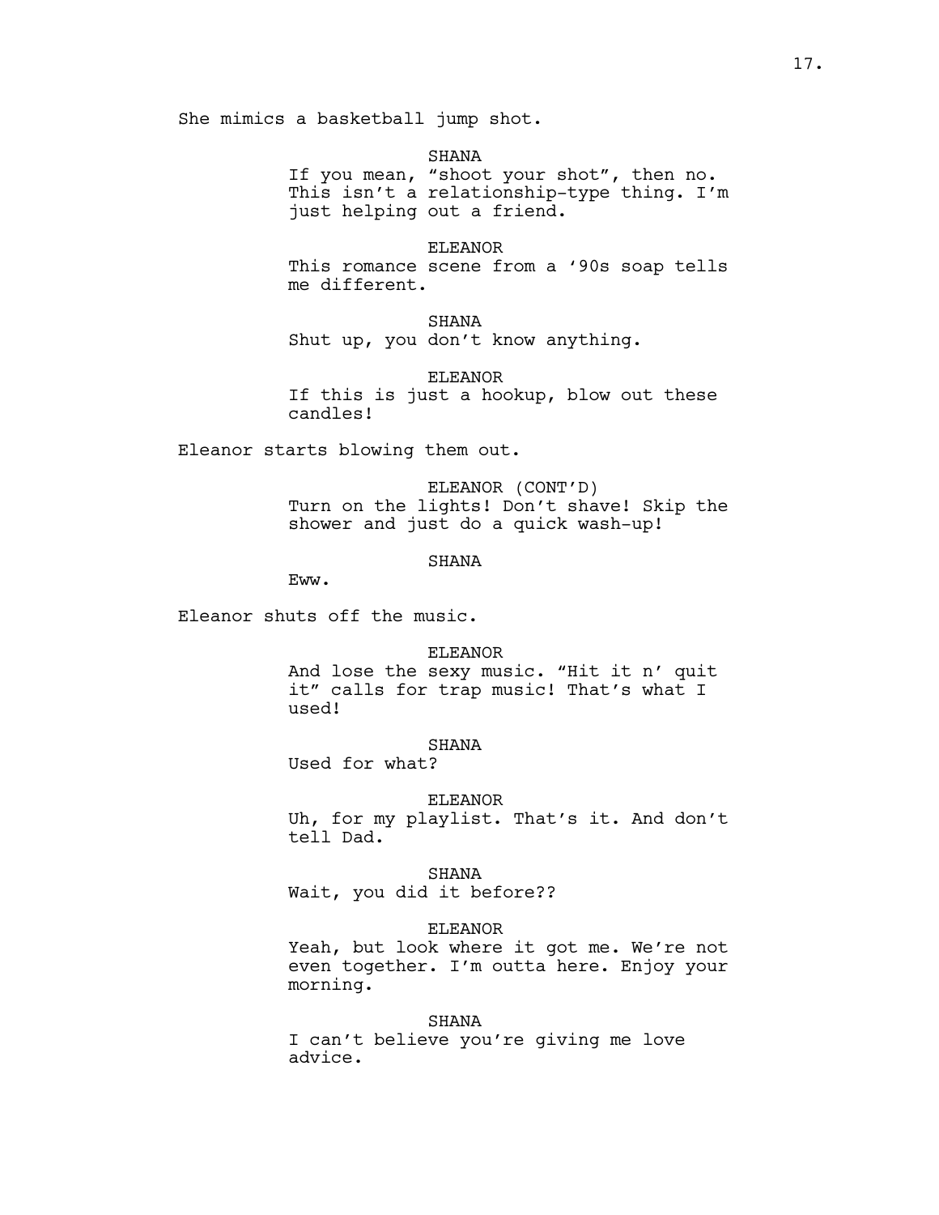She mimics a basketball jump shot.

SHANA
If you mean, "shoot your shot", then no. This isn't a relationship-type thing. I'm just helping out a friend.

ELEANOR
This romance scene from a '90s soap tells me different.

SHANA
Shut up, you don't know anything.

ELEANOR
If this is just a hookup, blow out these candles!

Eleanor starts blowing them out.

ELEANOR (CONT'D)
Turn on the lights! Don't shave! Skip the shower and just do a quick wash-up!

SHANA
Eww.

Eleanor shuts off the music.

ELEANOR
And lose the sexy music. "Hit it n' quit it" calls for trap music! That's what I used!

SHANA
Used for what?

ELEANOR
Uh, for my playlist. That's it. And don't tell Dad.

SHANA
Wait, you did it before??

ELEANOR
Yeah, but look where it got me. We're not even together. I'm outta here. Enjoy your morning.

SHANA
I can't believe you're giving me love advice.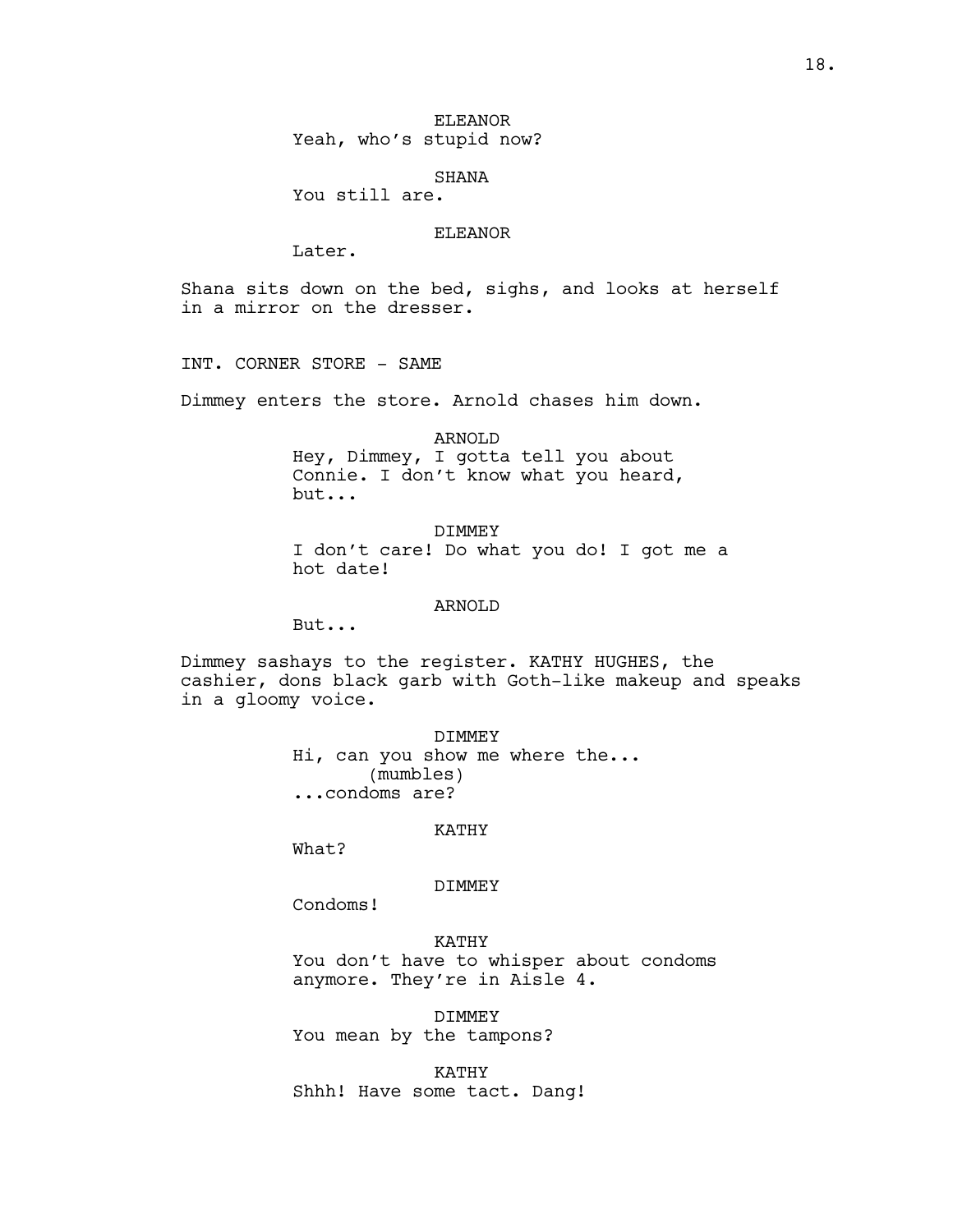ELEANOR
Yeah, who's stupid now?

SHANA
You still are.

ELEANOR
Later.

Shana sits down on the bed, sighs, and looks at herself in a mirror on the dresser.

INT. CORNER STORE - SAME

Dimmey enters the store. Arnold chases him down.

ARNOLD
Hey, Dimmey, I gotta tell you about Connie. I don't know what you heard, but...

DIMMEY
I don't care! Do what you do! I got me a hot date!

ARNOLD
But...

Dimmey sashays to the register. KATHY HUGHES, the cashier, dons black garb with Goth-like makeup and speaks in a gloomy voice.

DIMMEY
Hi, can you show me where the...
(mumbles)
...condoms are?

KATHY
What?

DIMMEY
Condoms!

KATHY
You don't have to whisper about condoms anymore. They're in Aisle 4.

DIMMEY
You mean by the tampons?

KATHY
Shhh! Have some tact. Dang!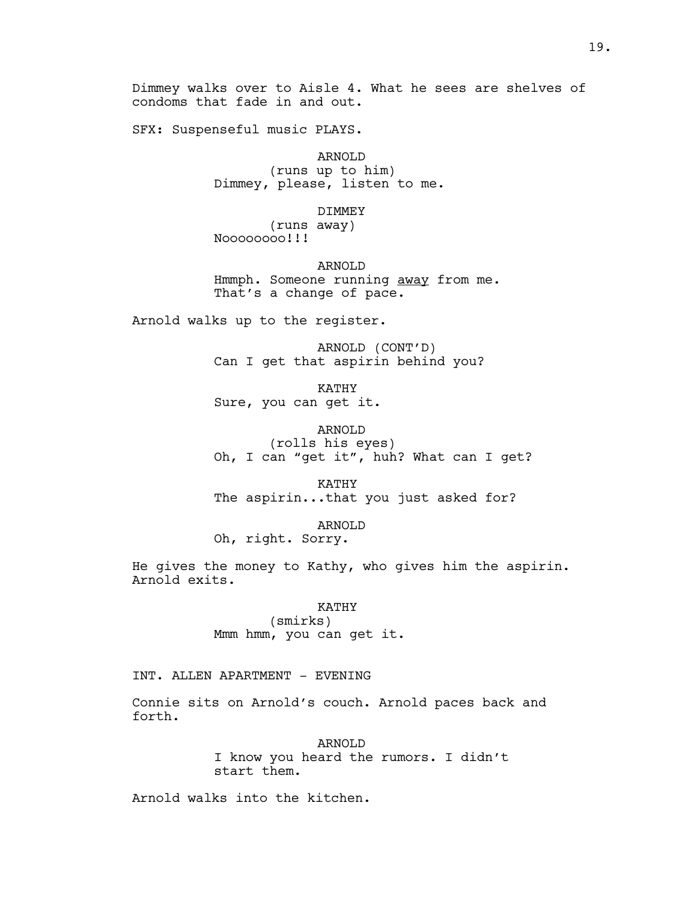Dimmey walks over to Aisle 4. What he sees are shelves of condoms that fade in and out.

SFX: Suspenseful music PLAYS.

ARNOLD
(runs up to him)
Dimmey, please, listen to me.

DIMMEY
(runs away)
Noooooooo!!!

ARNOLD
Hmmph. Someone running <u>away</u> from me. That's a change of pace.

Arnold walks up to the register.

ARNOLD (CONT'D)
Can I get that aspirin behind you?

KATHY
Sure, you can get it.

ARNOLD
(rolls his eyes)
Oh, I can "get it", huh? What can I get?

KATHY
The aspirin...that you just asked for?

ARNOLD
Oh, right. Sorry.

He gives the money to Kathy, who gives him the aspirin. Arnold exits.

KATHY
(smirks)
Mmm hmm, you can get it.

INT. ALLEN APARTMENT - EVENING

Connie sits on Arnold's couch. Arnold paces back and forth.

ARNOLD
I know you heard the rumors. I didn't start them.

Arnold walks into the kitchen.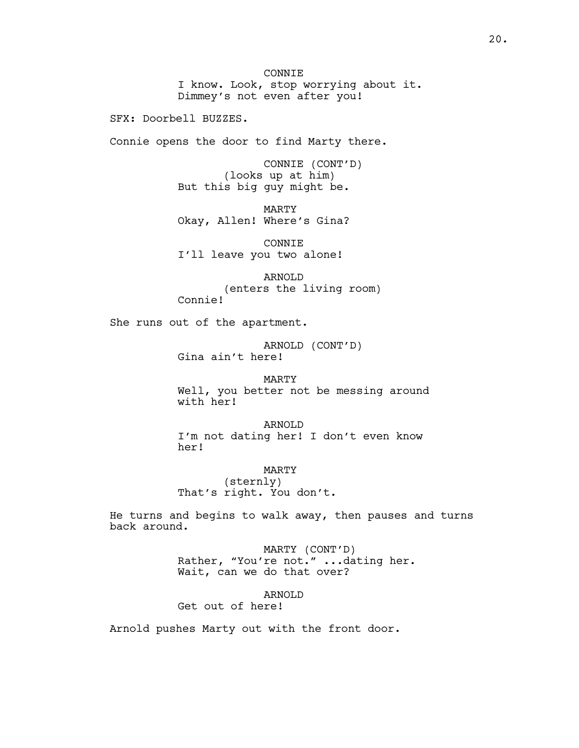CONNIE
I know. Look, stop worrying about it.
Dimmey's not even after you!

SFX: Doorbell BUZZES.

Connie opens the door to find Marty there.

CONNIE (CONT'D)
(looks up at him)
But this big guy might be.

MARTY
Okay, Allen! Where's Gina?

CONNIE
I'll leave you two alone!

ARNOLD
(enters the living room)
Connie!

She runs out of the apartment.

ARNOLD (CONT'D)
Gina ain't here!

MARTY
Well, you better not be messing around
with her!

ARNOLD
I'm not dating her! I don't even know
her!

MARTY
(sternly)
That's right. You don't.

He turns and begins to walk away, then pauses and turns back around.

MARTY (CONT'D)
Rather, "You're not." ...dating her.
Wait, can we do that over?

ARNOLD
Get out of here!

Arnold pushes Marty out with the front door.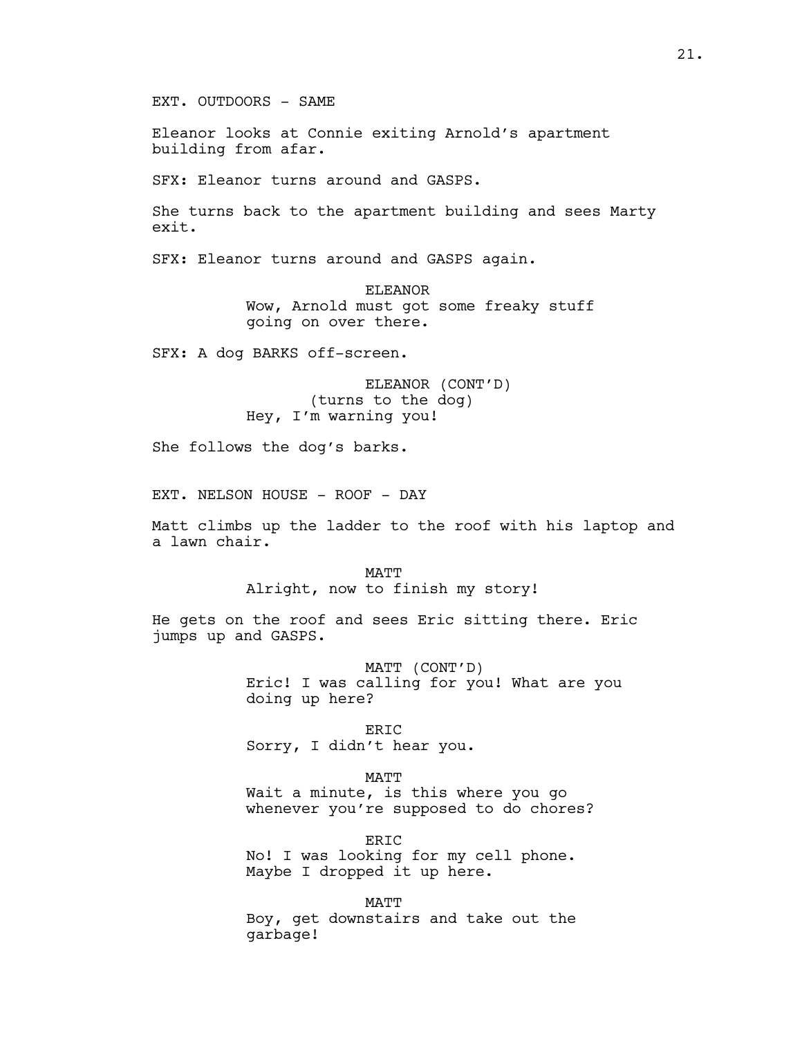EXT. OUTDOORS - SAME

Eleanor looks at Connie exiting Arnold's apartment building from afar.

SFX: Eleanor turns around and GASPS.

She turns back to the apartment building and sees Marty exit.

SFX: Eleanor turns around and GASPS again.

ELEANOR
Wow, Arnold must got some freaky stuff going on over there.

SFX: A dog BARKS off-screen.

ELEANOR (CONT'D)
(turns to the dog)
Hey, I'm warning you!

She follows the dog's barks.

EXT. NELSON HOUSE - ROOF - DAY

Matt climbs up the ladder to the roof with his laptop and a lawn chair.

MATT
Alright, now to finish my story!

He gets on the roof and sees Eric sitting there. Eric jumps up and GASPS.

MATT (CONT'D)
Eric! I was calling for you! What are you doing up here?

ERIC
Sorry, I didn't hear you.

MATT
Wait a minute, is this where you go whenever you're supposed to do chores?

ERIC
No! I was looking for my cell phone. Maybe I dropped it up here.

MATT
Boy, get downstairs and take out the garbage!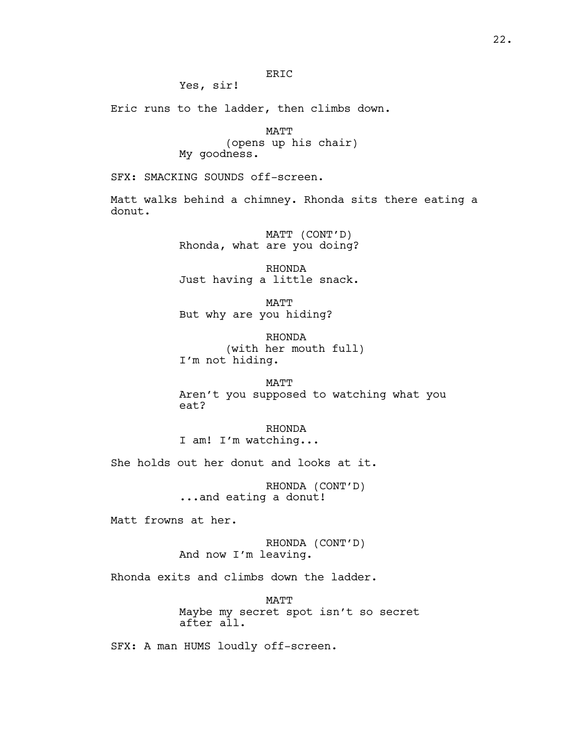ERIC

Yes, sir!

Eric runs to the ladder, then climbs down.

MATT

(opens up his chair)

My goodness.

SFX: SMACKING SOUNDS off-screen.

Matt walks behind a chimney. Rhonda sits there eating a donut.

MATT (CONT'D)

Rhonda, what are you doing?

RHONDA

Just having a little snack.

MATT

But why are you hiding?

RHONDA

(with her mouth full)

I'm not hiding.

MATT

Aren't you supposed to watching what you eat?

RHONDA

I am! I'm watching...

She holds out her donut and looks at it.

RHONDA (CONT'D)

...and eating a donut!

Matt frowns at her.

RHONDA (CONT'D)

And now I'm leaving.

Rhonda exits and climbs down the ladder.

MATT

Maybe my secret spot isn't so secret after all.

SFX: A man HUMS loudly off-screen.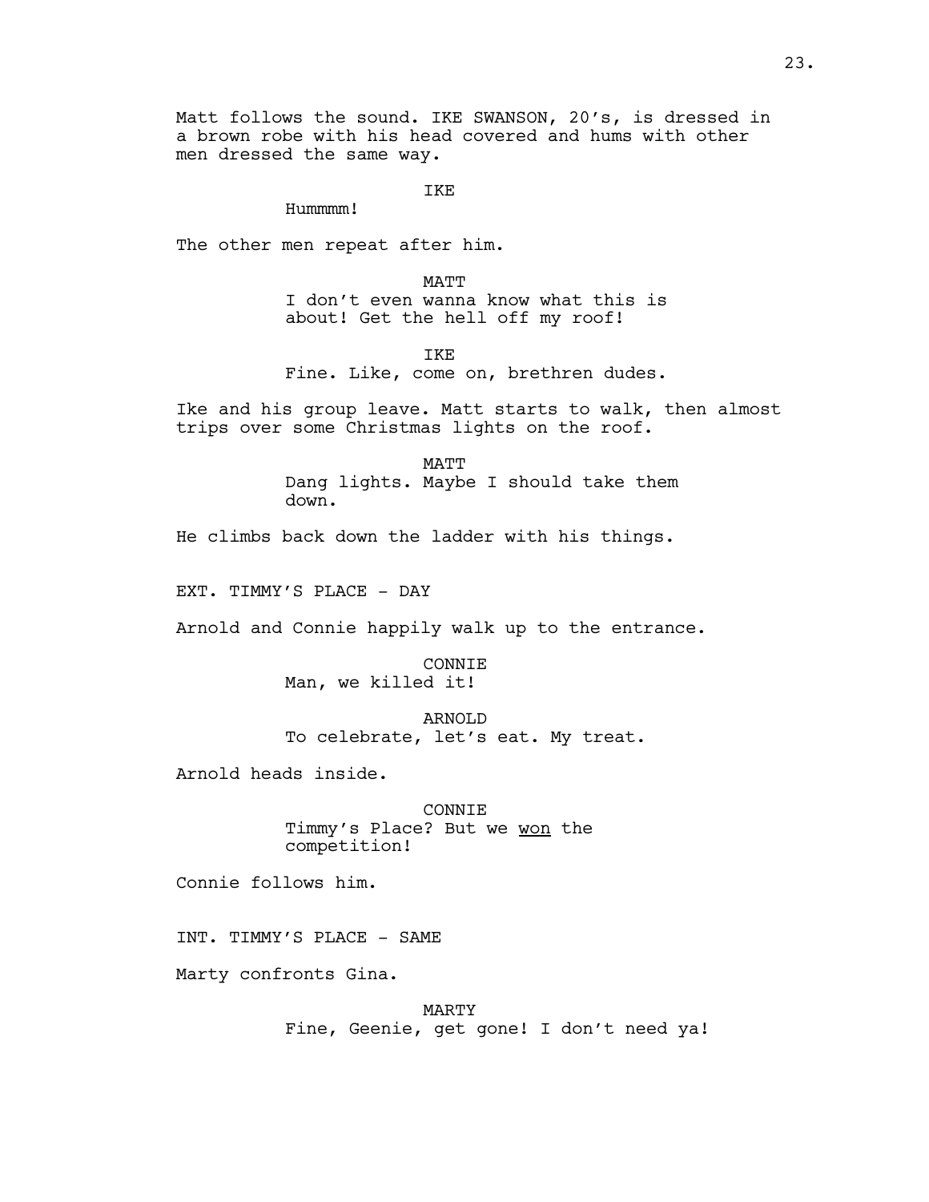Matt follows the sound. IKE SWANSON, 20's, is dressed in a brown robe with his head covered and hums with other men dressed the same way.

IKE
Hummmm!

The other men repeat after him.

MATT
I don't even wanna know what this is about! Get the hell off my roof!

IKE
Fine. Like, come on, brethren dudes.

Ike and his group leave. Matt starts to walk, then almost trips over some Christmas lights on the roof.

MATT
Dang lights. Maybe I should take them down.

He climbs back down the ladder with his things.

EXT. TIMMY'S PLACE - DAY

Arnold and Connie happily walk up to the entrance.

CONNIE
Man, we killed it!

ARNOLD
To celebrate, let's eat. My treat.

Arnold heads inside.

CONNIE
Timmy's Place? But we <u>won</u> the competition!

Connie follows him.

INT. TIMMY'S PLACE - SAME

Marty confronts Gina.

MARTY
Fine, Geenie, get gone! I don't need ya!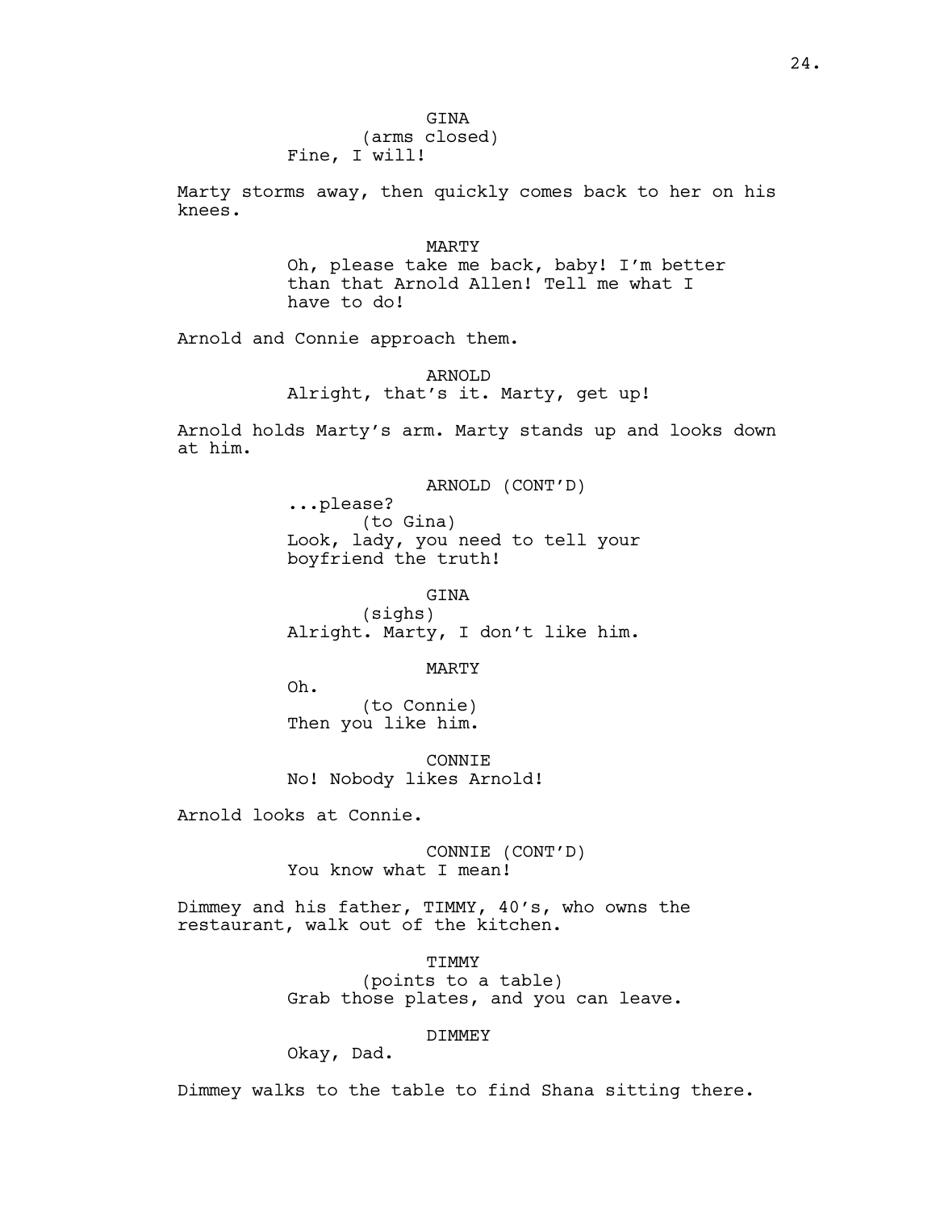GINA
(arms closed)
Fine, I will!

Marty storms away, then quickly comes back to her on his knees.

MARTY
Oh, please take me back, baby! I'm better than that Arnold Allen! Tell me what I have to do!

Arnold and Connie approach them.

ARNOLD
Alright, that's it. Marty, get up!

Arnold holds Marty's arm. Marty stands up and looks down at him.

ARNOLD (CONT'D)
...please?
(to Gina)
Look, lady, you need to tell your boyfriend the truth!

GINA
(sighs)
Alright. Marty, I don't like him.

MARTY
Oh.
(to Connie)
Then you like him.

CONNIE
No! Nobody likes Arnold!

Arnold looks at Connie.

CONNIE (CONT'D)
You know what I mean!

Dimmey and his father, TIMMY, 40's, who owns the restaurant, walk out of the kitchen.

TIMMY
(points to a table)
Grab those plates, and you can leave.

DIMMEY
Okay, Dad.

Dimmey walks to the table to find Shana sitting there.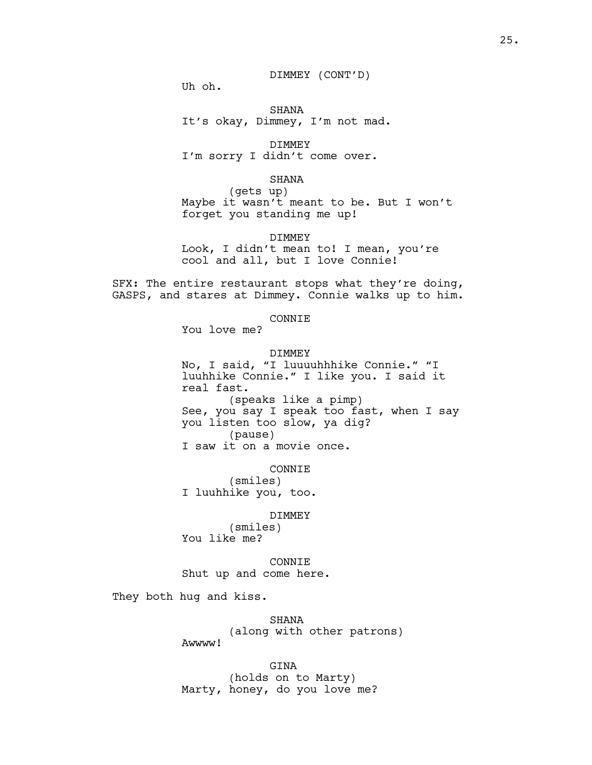DIMMEY (CONT'D)
Uh oh.

SHANA
It's okay, Dimmey, I'm not mad.

DIMMEY
I'm sorry I didn't come over.

SHANA
(gets up)
Maybe it wasn't meant to be. But I won't forget you standing me up!

DIMMEY
Look, I didn't mean to! I mean, you're cool and all, but I love Connie!

SFX: The entire restaurant stops what they're doing, GASPS, and stares at Dimmey. Connie walks up to him.

CONNIE
You love me?

DIMMEY
No, I said, "I luuuuhhhike Connie." "I luuhhike Connie." I like you. I said it real fast.
(speaks like a pimp)
See, you say I speak too fast, when I say you listen too slow, ya dig?
(pause)
I saw it on a movie once.

CONNIE
(smiles)
I luuhhike you, too.

DIMMEY
(smiles)
You like me?

CONNIE
Shut up and come here.

They both hug and kiss.

SHANA
(along with other patrons)
Awwww!

GINA
(holds on to Marty)
Marty, honey, do you love me?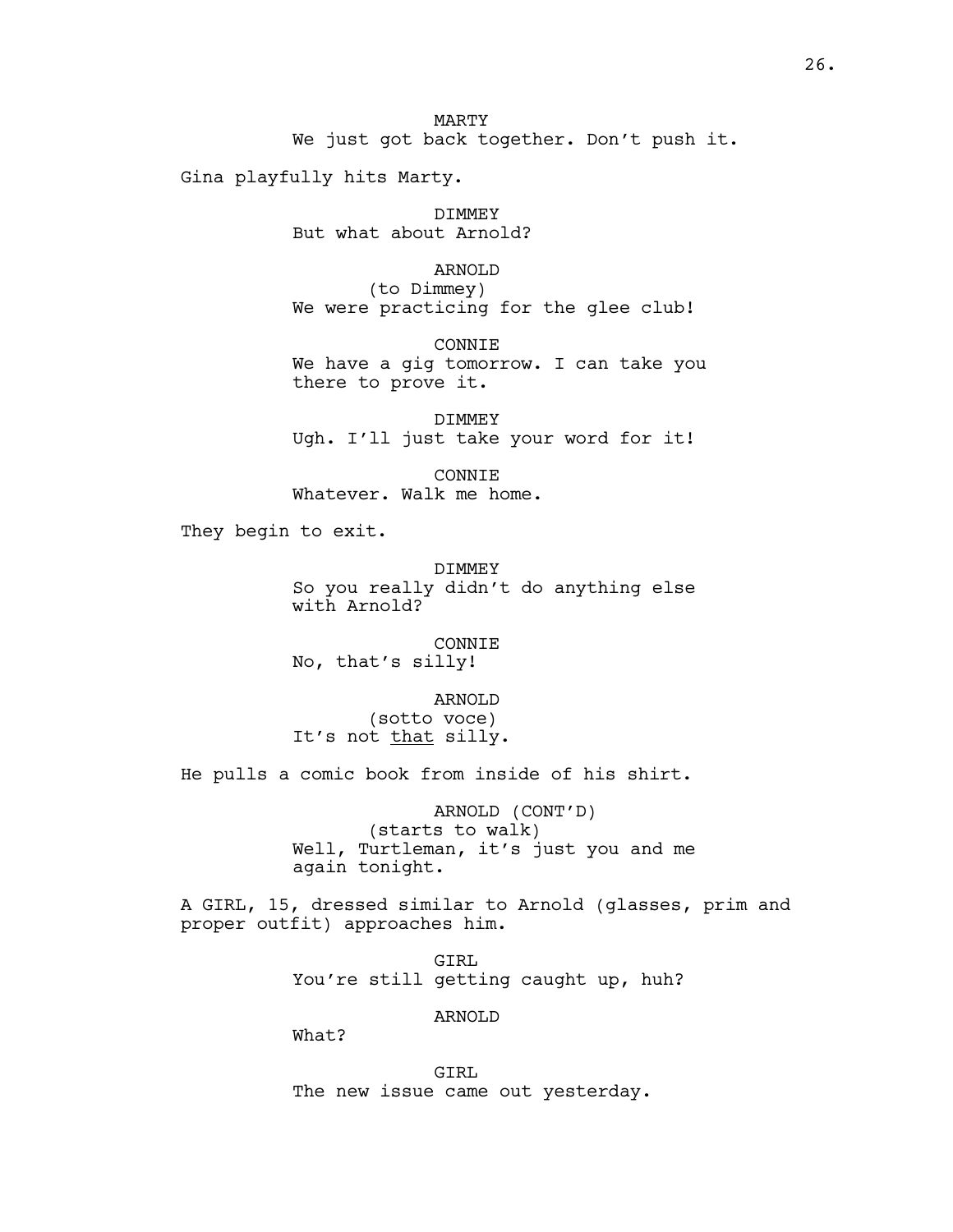MARTY
We just got back together. Don't push it.

Gina playfully hits Marty.

DIMMEY
But what about Arnold?

ARNOLD
(to Dimmey)
We were practicing for the glee club!

CONNIE
We have a gig tomorrow. I can take you there to prove it.

DIMMEY
Ugh. I'll just take your word for it!

CONNIE
Whatever. Walk me home.

They begin to exit.

DIMMEY
So you really didn't do anything else with Arnold?

CONNIE
No, that's silly!

ARNOLD
(sotto voce)
It's not <u>that</u> silly.

He pulls a comic book from inside of his shirt.

ARNOLD (CONT'D)
(starts to walk)
Well, Turtleman, it's just you and me again tonight.

A GIRL, 15, dressed similar to Arnold (glasses, prim and proper outfit) approaches him.

GIRL
You're still getting caught up, huh?

ARNOLD
What?

GIRL
The new issue came out yesterday.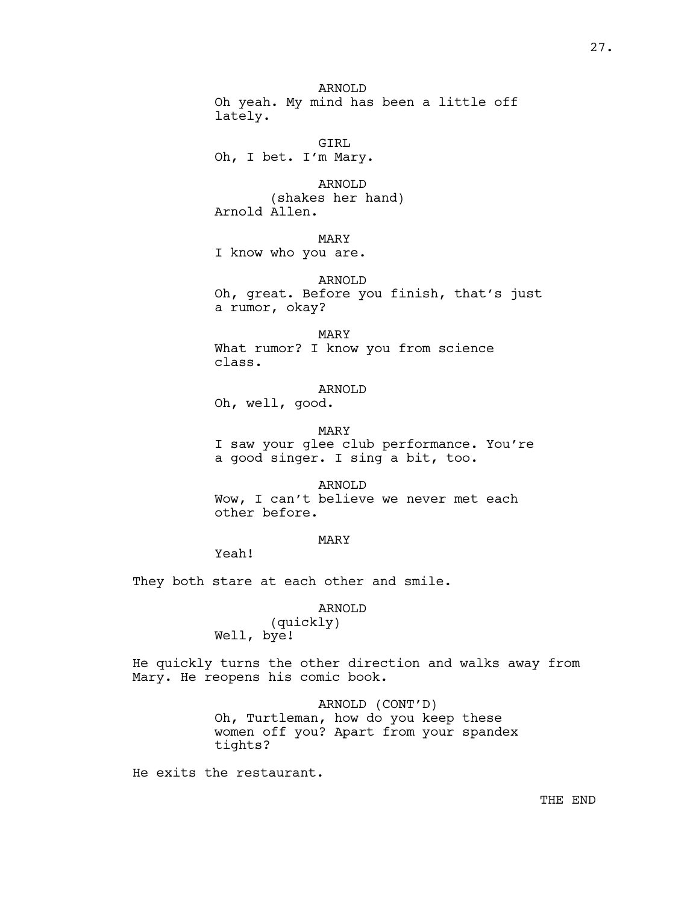ARNOLD
Oh yeah. My mind has been a little off lately.

GIRL
Oh, I bet. I'm Mary.

ARNOLD
(shakes her hand)
Arnold Allen.

MARY
I know who you are.

ARNOLD
Oh, great. Before you finish, that's just a rumor, okay?

MARY
What rumor? I know you from science class.

ARNOLD
Oh, well, good.

MARY
I saw your glee club performance. You're a good singer. I sing a bit, too.

ARNOLD
Wow, I can't believe we never met each other before.

MARY
Yeah!

They both stare at each other and smile.

ARNOLD
(quickly)
Well, bye!

He quickly turns the other direction and walks away from Mary. He reopens his comic book.

ARNOLD (CONT'D)
Oh, Turtleman, how do you keep these women off you? Apart from your spandex tights?

He exits the restaurant.

THE END